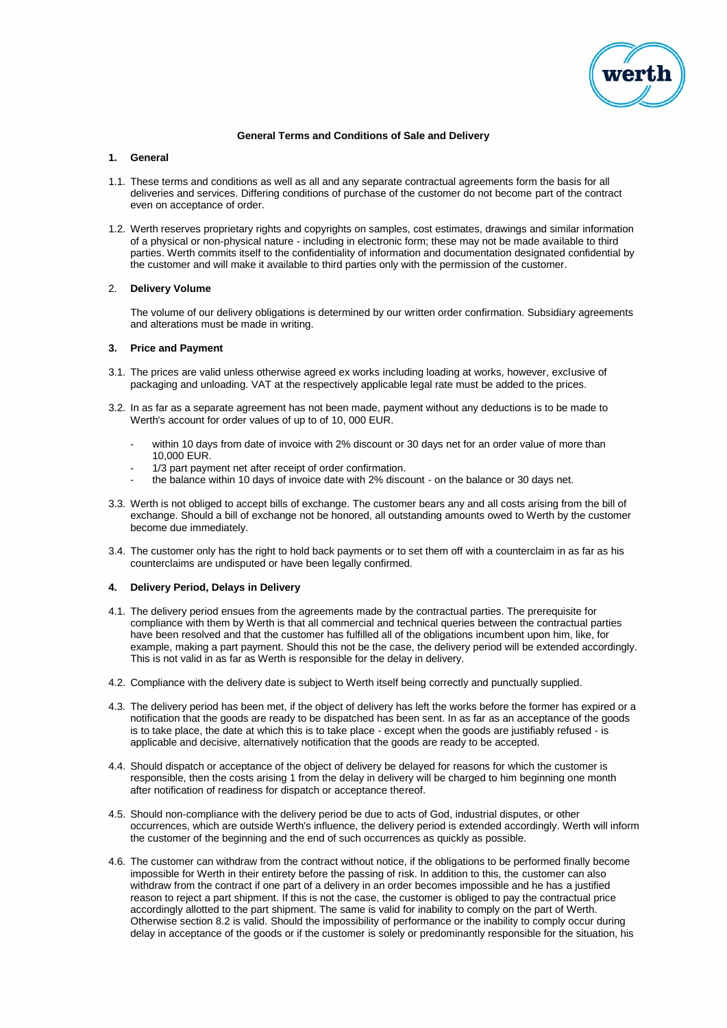# General Terms and Conditions of Sale and Delivery

## 1. General

1.1. These terms and conditions as well as all and any separate contractual agreements form the basis for all deliveries and services. Differing conditions of purchase of the customer do not become part of the contract even on acceptance of order.

1.2. Werth reserves proprietary rights and copyrights on samples, cost estimates, drawings and similar information of a physical or non-physical nature - including in electronic form; these may not be made available to third parties. Werth commits itself to the confidentiality of information and documentation designated confidential by the customer and will make it available to third parties only with the permission of the customer.

## 2. Delivery Volume

The volume of our delivery obligations is determined by our written order confirmation. Subsidiary agreements and alterations must be made in writing.

## 3. Price and Payment

3.1. The prices are valid unless otherwise agreed ex works including loading at works, however, exclusive of packaging and unloading. VAT at the respectively applicable legal rate must be added to the prices.

3.2. In as far as a separate agreement has not been made, payment without any deductions is to be made to Werth's account for order values of up to of 10, 000 EUR.

- within 10 days from date of invoice with 2% discount or 30 days net for an order value of more than 10,000 EUR.
- 1/3 part payment net after receipt of order confirmation.
- the balance within 10 days of invoice date with 2% discount - on the balance or 30 days net.

3.3. Werth is not obliged to accept bills of exchange. The customer bears any and all costs arising from the bill of exchange. Should a bill of exchange not be honored, all outstanding amounts owed to Werth by the customer become due immediately.

3.4. The customer only has the right to hold back payments or to set them off with a counterclaim in as far as his counterclaims are undisputed or have been legally confirmed.

## 4. Delivery Period, Delays in Delivery

4.1. The delivery period ensues from the agreements made by the contractual parties. The prerequisite for compliance with them by Werth is that all commercial and technical queries between the contractual parties have been resolved and that the customer has fulfilled all of the obligations incumbent upon him, like, for example, making a part payment. Should this not be the case, the delivery period will be extended accordingly. This is not valid in as far as Werth is responsible for the delay in delivery.

4.2. Compliance with the delivery date is subject to Werth itself being correctly and punctually supplied.

4.3. The delivery period has been met, if the object of delivery has left the works before the former has expired or a notification that the goods are ready to be dispatched has been sent. In as far as an acceptance of the goods is to take place, the date at which this is to take place - except when the goods are justifiably refused - is applicable and decisive, alternatively notification that the goods are ready to be accepted.

4.4. Should dispatch or acceptance of the object of delivery be delayed for reasons for which the customer is responsible, then the costs arising 1 from the delay in delivery will be charged to him beginning one month after notification of readiness for dispatch or acceptance thereof.

4.5. Should non-compliance with the delivery period be due to acts of God, industrial disputes, or other occurrences, which are outside Werth's influence, the delivery period is extended accordingly. Werth will inform the customer of the beginning and the end of such occurrences as quickly as possible.

4.6. The customer can withdraw from the contract without notice, if the obligations to be performed finally become impossible for Werth in their entirety before the passing of risk. In addition to this, the customer can also withdraw from the contract if one part of a delivery in an order becomes impossible and he has a justified reason to reject a part shipment. If this is not the case, the customer is obliged to pay the contractual price accordingly allotted to the part shipment. The same is valid for inability to comply on the part of Werth. Otherwise section 8.2 is valid. Should the impossibility of performance or the inability to comply occur during delay in acceptance of the goods or if the customer is solely or predominantly responsible for the situation, his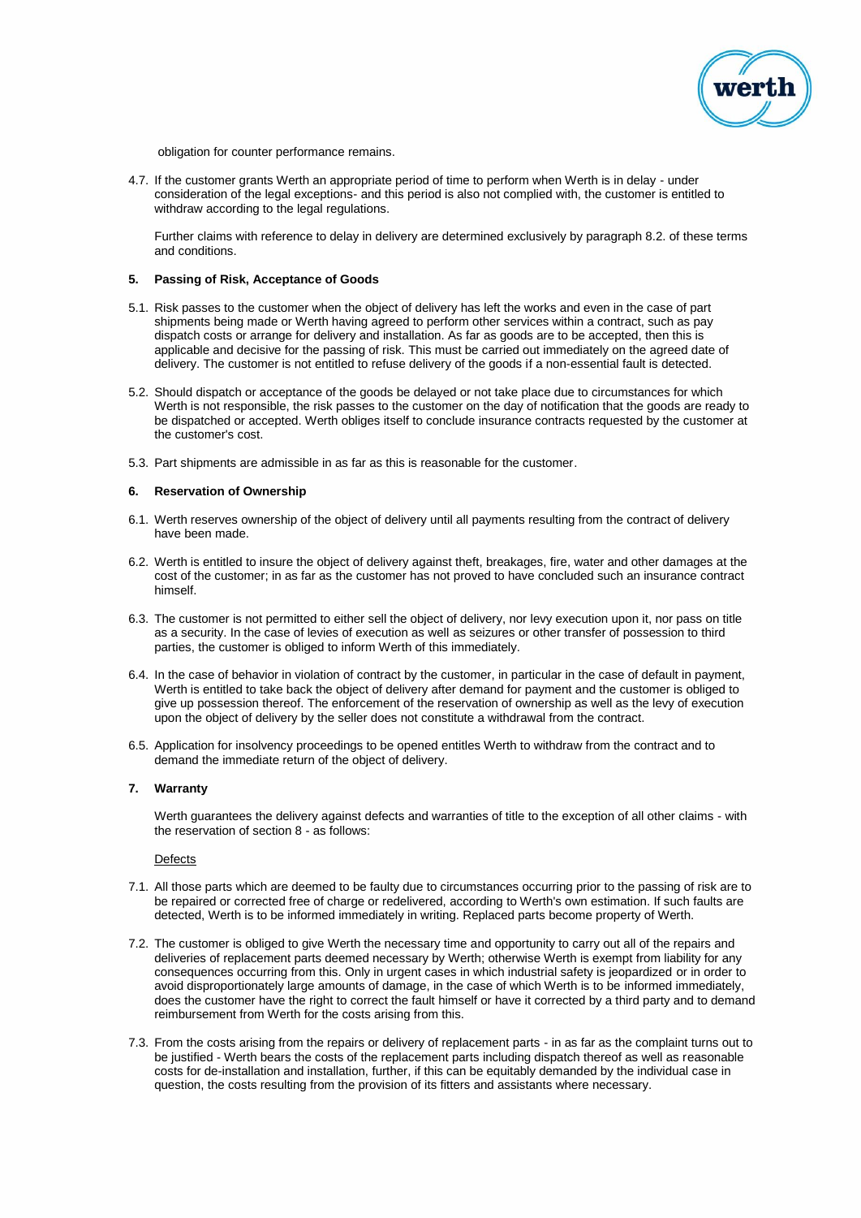obligation for counter performance remains.

4.7. If the customer grants Werth an appropriate period of time to perform when Werth is in delay - under consideration of the legal exceptions- and this period is also not complied with, the customer is entitled to withdraw according to the legal regulations.

Further claims with reference to delay in delivery are determined exclusively by paragraph 8.2. of these terms and conditions.

## 5. Passing of Risk, Acceptance of Goods

5.1. Risk passes to the customer when the object of delivery has left the works and even in the case of part shipments being made or Werth having agreed to perform other services within a contract, such as pay dispatch costs or arrange for delivery and installation. As far as goods are to be accepted, then this is applicable and decisive for the passing of risk. This must be carried out immediately on the agreed date of delivery. The customer is not entitled to refuse delivery of the goods if a non-essential fault is detected.

5.2. Should dispatch or acceptance of the goods be delayed or not take place due to circumstances for which Werth is not responsible, the risk passes to the customer on the day of notification that the goods are ready to be dispatched or accepted. Werth obliges itself to conclude insurance contracts requested by the customer at the customer's cost.

5.3. Part shipments are admissible in as far as this is reasonable for the customer.

## 6. Reservation of Ownership

6.1. Werth reserves ownership of the object of delivery until all payments resulting from the contract of delivery have been made.

6.2. Werth is entitled to insure the object of delivery against theft, breakages, fire, water and other damages at the cost of the customer; in as far as the customer has not proved to have concluded such an insurance contract himself.

6.3. The customer is not permitted to either sell the object of delivery, nor levy execution upon it, nor pass on title as a security. In the case of levies of execution as well as seizures or other transfer of possession to third parties, the customer is obliged to inform Werth of this immediately.

6.4. In the case of behavior in violation of contract by the customer, in particular in the case of default in payment, Werth is entitled to take back the object of delivery after demand for payment and the customer is obliged to give up possession thereof. The enforcement of the reservation of ownership as well as the levy of execution upon the object of delivery by the seller does not constitute a withdrawal from the contract.

6.5. Application for insolvency proceedings to be opened entitles Werth to withdraw from the contract and to demand the immediate return of the object of delivery.

## 7. Warranty

Werth guarantees the delivery against defects and warranties of title to the exception of all other claims - with the reservation of section 8 - as follows:

Defects

7.1. All those parts which are deemed to be faulty due to circumstances occurring prior to the passing of risk are to be repaired or corrected free of charge or redelivered, according to Werth's own estimation. If such faults are detected, Werth is to be informed immediately in writing. Replaced parts become property of Werth.

7.2. The customer is obliged to give Werth the necessary time and opportunity to carry out all of the repairs and deliveries of replacement parts deemed necessary by Werth; otherwise Werth is exempt from liability for any consequences occurring from this. Only in urgent cases in which industrial safety is jeopardized or in order to avoid disproportionately large amounts of damage, in the case of which Werth is to be informed immediately, does the customer have the right to correct the fault himself or have it corrected by a third party and to demand reimbursement from Werth for the costs arising from this.

7.3. From the costs arising from the repairs or delivery of replacement parts - in as far as the complaint turns out to be justified - Werth bears the costs of the replacement parts including dispatch thereof as well as reasonable costs for de-installation and installation, further, if this can be equitably demanded by the individual case in question, the costs resulting from the provision of its fitters and assistants where necessary.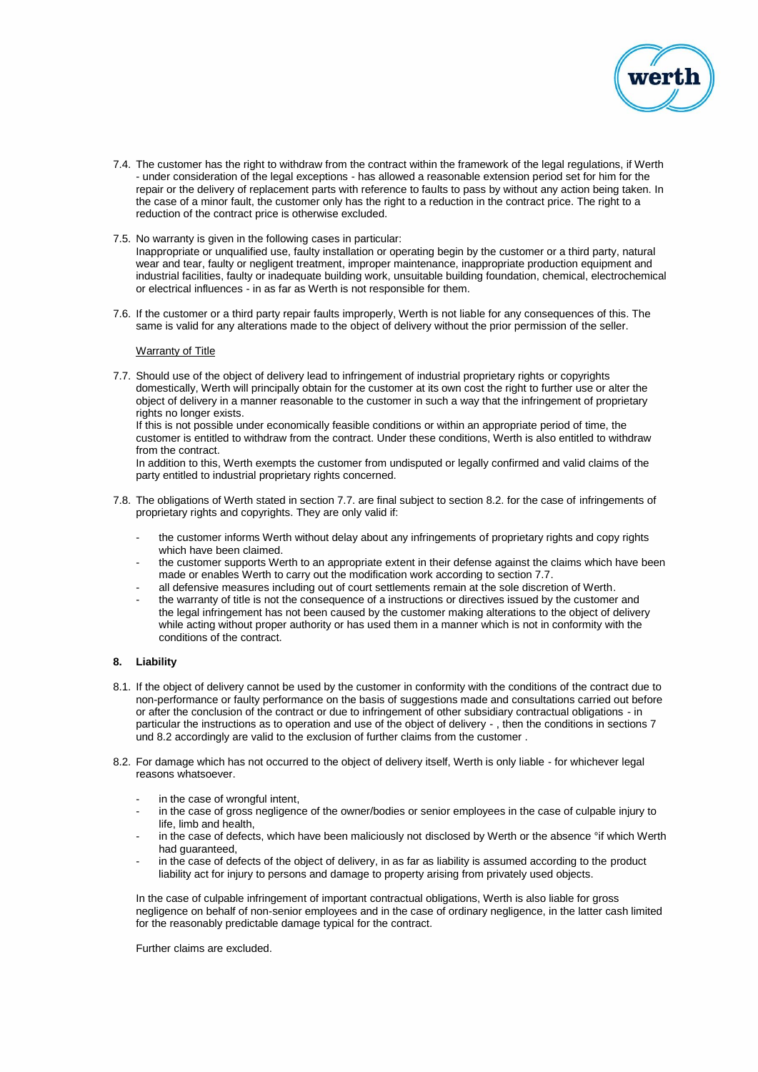7.4. The customer has the right to withdraw from the contract within the framework of the legal regulations, if Werth - under consideration of the legal exceptions - has allowed a reasonable extension period set for him for the repair or the delivery of replacement parts with reference to faults to pass by without any action being taken. In the case of a minor fault, the customer only has the right to a reduction in the contract price. The right to a reduction of the contract price is otherwise excluded.

7.5. No warranty is given in the following cases in particular:
Inappropriate or unqualified use, faulty installation or operating begin by the customer or a third party, natural wear and tear, faulty or negligent treatment, improper maintenance, inappropriate production equipment and industrial facilities, faulty or inadequate building work, unsuitable building foundation, chemical, electrochemical or electrical influences - in as far as Werth is not responsible for them.

7.6. If the customer or a third party repair faults improperly, Werth is not liable for any consequences of this. The same is valid for any alterations made to the object of delivery without the prior permission of the seller.

<u>Warranty of Title</u>

7.7. Should use of the object of delivery lead to infringement of industrial proprietary rights or copyrights domestically, Werth will principally obtain for the customer at its own cost the right to further use or alter the object of delivery in a manner reasonable to the customer in such a way that the infringement of proprietary rights no longer exists.
If this is not possible under economically feasible conditions or within an appropriate period of time, the customer is entitled to withdraw from the contract. Under these conditions, Werth is also entitled to withdraw from the contract.
In addition to this, Werth exempts the customer from undisputed or legally confirmed and valid claims of the party entitled to industrial proprietary rights concerned.

7.8. The obligations of Werth stated in section 7.7. are final subject to section 8.2. for the case of infringements of proprietary rights and copyrights. They are only valid if:

- the customer informs Werth without delay about any infringements of proprietary rights and copy rights which have been claimed.
- the customer supports Werth to an appropriate extent in their defense against the claims which have been made or enables Werth to carry out the modification work according to section 7.7.
- all defensive measures including out of court settlements remain at the sole discretion of Werth.
- the warranty of title is not the consequence of a instructions or directives issued by the customer and the legal infringement has not been caused by the customer making alterations to the object of delivery while acting without proper authority or has used them in a manner which is not in conformity with the conditions of the contract.

**8. Liability**

8.1. If the object of delivery cannot be used by the customer in conformity with the conditions of the contract due to non-performance or faulty performance on the basis of suggestions made and consultations carried out before or after the conclusion of the contract or due to infringement of other subsidiary contractual obligations - in particular the instructions as to operation and use of the object of delivery - , then the conditions in sections 7 und 8.2 accordingly are valid to the exclusion of further claims from the customer .

8.2. For damage which has not occurred to the object of delivery itself, Werth is only liable - for whichever legal reasons whatsoever.

- in the case of wrongful intent,
- in the case of gross negligence of the owner/bodies or senior employees in the case of culpable injury to life, limb and health,
- in the case of defects, which have been maliciously not disclosed by Werth or the absence °if which Werth had guaranteed,
- in the case of defects of the object of delivery, in as far as liability is assumed according to the product liability act for injury to persons and damage to property arising from privately used objects.

In the case of culpable infringement of important contractual obligations, Werth is also liable for gross negligence on behalf of non-senior employees and in the case of ordinary negligence, in the latter cash limited for the reasonably predictable damage typical for the contract.

Further claims are excluded.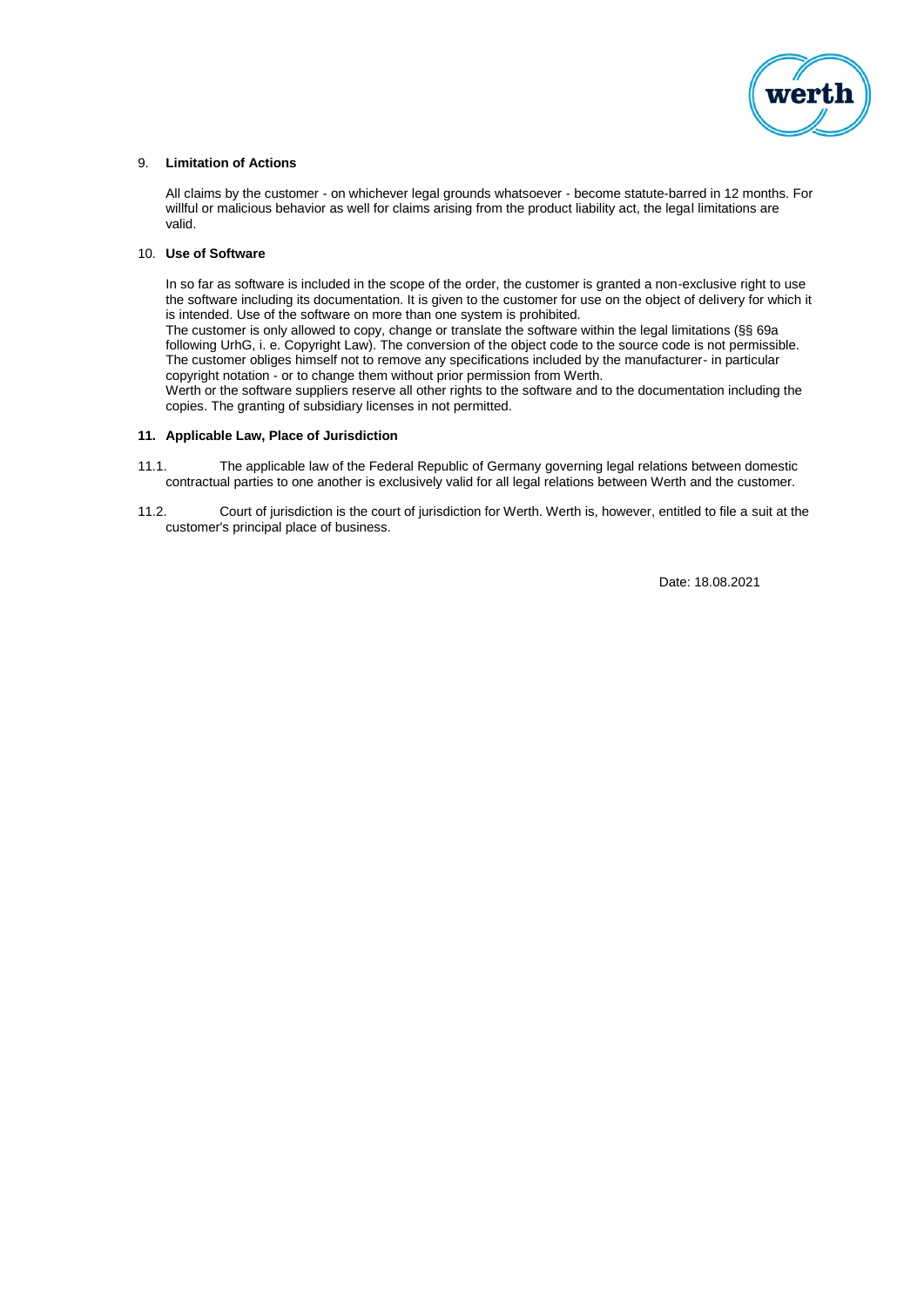9. **Limitation of Actions**

All claims by the customer - on whichever legal grounds whatsoever - become statute-barred in 12 months. For willful or malicious behavior as well for claims arising from the product liability act, the legal limitations are valid.

10. **Use of Software**

In so far as software is included in the scope of the order, the customer is granted a non-exclusive right to use the software including its documentation. It is given to the customer for use on the object of delivery for which it is intended. Use of the software on more than one system is prohibited.
The customer is only allowed to copy, change or translate the software within the legal limitations (§§ 69a following UrhG, i. e. Copyright Law). The conversion of the object code to the source code is not permissible. The customer obliges himself not to remove any specifications included by the manufacturer- in particular copyright notation - or to change them without prior permission from Werth.
Werth or the software suppliers reserve all other rights to the software and to the documentation including the copies. The granting of subsidiary licenses in not permitted.

**11. Applicable Law, Place of Jurisdiction**

11.1. The applicable law of the Federal Republic of Germany governing legal relations between domestic contractual parties to one another is exclusively valid for all legal relations between Werth and the customer.

11.2. Court of jurisdiction is the court of jurisdiction for Werth. Werth is, however, entitled to file a suit at the customer's principal place of business.

Date: 18.08.2021